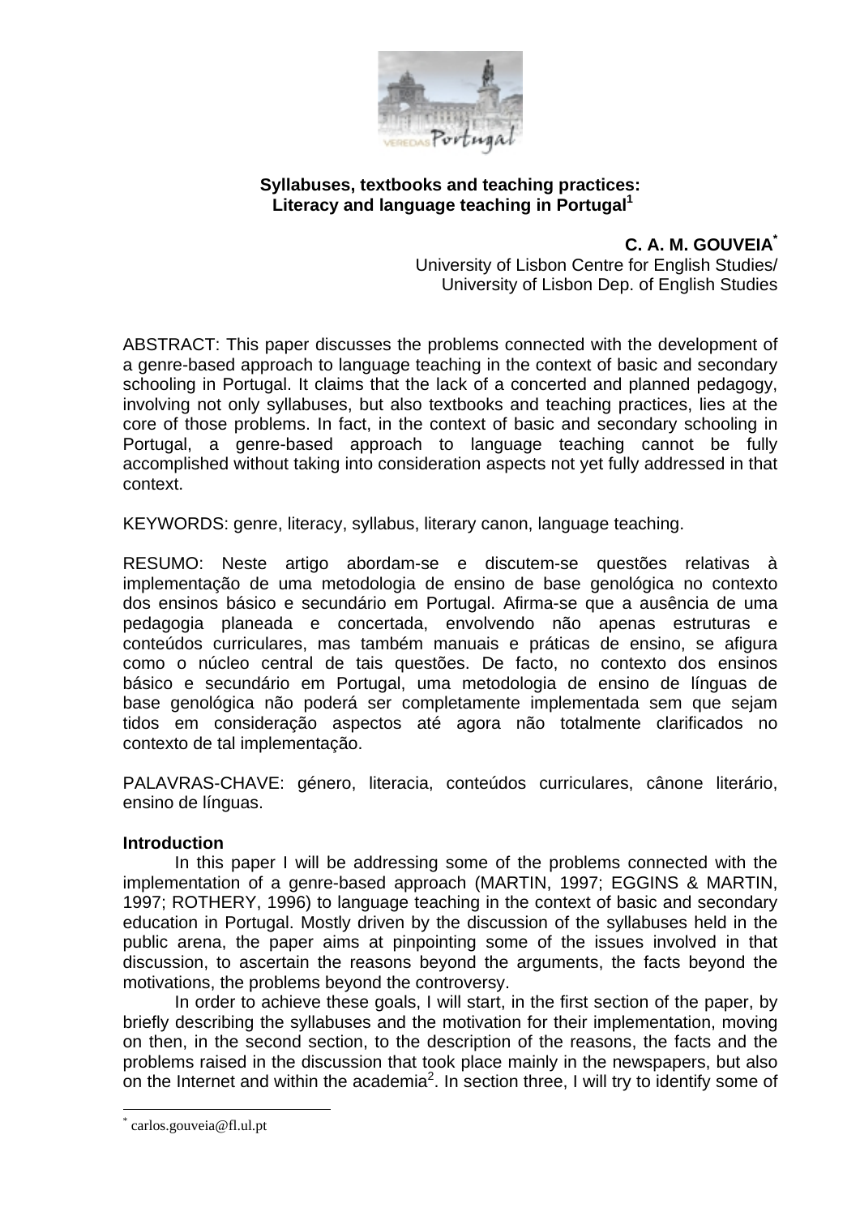# Syllabuses, textbooks and teaching practices: Literacy and language teaching in Portugal[1]

**C. A. M. GOUVEIA***

University of Lisbon Centre for English Studies/
University of Lisbon Dep. of English Studies

ABSTRACT: This paper discusses the problems connected with the development of a genre-based approach to language teaching in the context of basic and secondary schooling in Portugal. It claims that the lack of a concerted and planned pedagogy, involving not only syllabuses, but also textbooks and teaching practices, lies at the core of those problems. In fact, in the context of basic and secondary schooling in Portugal, a genre-based approach to language teaching cannot be fully accomplished without taking into consideration aspects not yet fully addressed in that context.

KEYWORDS: genre, literacy, syllabus, literary canon, language teaching.

RESUMO: Neste artigo abordam-se e discutem-se questões relativas à implementação de uma metodologia de ensino de base genológica no contexto dos ensinos básico e secundário em Portugal. Afirma-se que a ausência de uma pedagogia planeada e concertada, envolvendo não apenas estruturas e conteúdos curriculares, mas também manuais e práticas de ensino, se afigura como o núcleo central de tais questões. De facto, no contexto dos ensinos básico e secundário em Portugal, uma metodologia de ensino de línguas de base genológica não poderá ser completamente implementada sem que sejam tidos em consideração aspectos até agora não totalmente clarificados no contexto de tal implementação.

PALAVRAS-CHAVE: género, literacia, conteúdos curriculares, cânone literário, ensino de línguas.

## Introduction

In this paper I will be addressing some of the problems connected with the implementation of a genre-based approach (MARTIN, 1997; EGGINS & MARTIN, 1997; ROTHERY, 1996) to language teaching in the context of basic and secondary education in Portugal. Mostly driven by the discussion of the syllabuses held in the public arena, the paper aims at pinpointing some of the issues involved in that discussion, to ascertain the reasons beyond the arguments, the facts beyond the motivations, the problems beyond the controversy.

In order to achieve these goals, I will start, in the first section of the paper, by briefly describing the syllabuses and the motivation for their implementation, moving on then, in the second section, to the description of the reasons, the facts and the problems raised in the discussion that took place mainly in the newspapers, but also on the Internet and within the academia[2]. In section three, I will try to identify some of

---

* carlos.gouveia@fl.ul.pt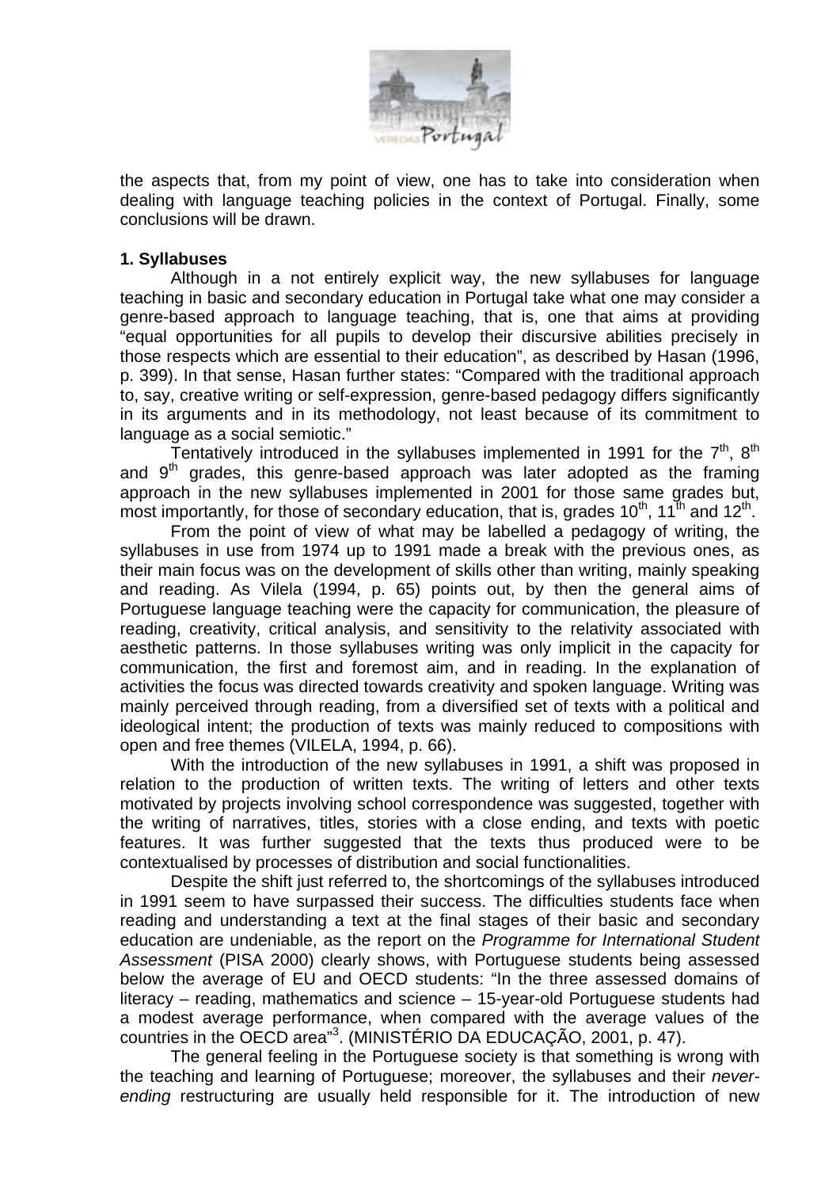the aspects that, from my point of view, one has to take into consideration when dealing with language teaching policies in the context of Portugal. Finally, some conclusions will be drawn.

## 1. Syllabuses

Although in a not entirely explicit way, the new syllabuses for language teaching in basic and secondary education in Portugal take what one may consider a genre-based approach to language teaching, that is, one that aims at providing "equal opportunities for all pupils to develop their discursive abilities precisely in those respects which are essential to their education", as described by Hasan (1996, p. 399). In that sense, Hasan further states: "Compared with the traditional approach to, say, creative writing or self-expression, genre-based pedagogy differs significantly in its arguments and in its methodology, not least because of its commitment to language as a social semiotic."

Tentatively introduced in the syllabuses implemented in 1991 for the 7th, 8th and 9th grades, this genre-based approach was later adopted as the framing approach in the new syllabuses implemented in 2001 for those same grades but, most importantly, for those of secondary education, that is, grades 10th, 11th and 12th.

From the point of view of what may be labelled a pedagogy of writing, the syllabuses in use from 1974 up to 1991 made a break with the previous ones, as their main focus was on the development of skills other than writing, mainly speaking and reading. As Vilela (1994, p. 65) points out, by then the general aims of Portuguese language teaching were the capacity for communication, the pleasure of reading, creativity, critical analysis, and sensitivity to the relativity associated with aesthetic patterns. In those syllabuses writing was only implicit in the capacity for communication, the first and foremost aim, and in reading. In the explanation of activities the focus was directed towards creativity and spoken language. Writing was mainly perceived through reading, from a diversified set of texts with a political and ideological intent; the production of texts was mainly reduced to compositions with open and free themes (VILELA, 1994, p. 66).

With the introduction of the new syllabuses in 1991, a shift was proposed in relation to the production of written texts. The writing of letters and other texts motivated by projects involving school correspondence was suggested, together with the writing of narratives, titles, stories with a close ending, and texts with poetic features. It was further suggested that the texts thus produced were to be contextualised by processes of distribution and social functionalities.

Despite the shift just referred to, the shortcomings of the syllabuses introduced in 1991 seem to have surpassed their success. The difficulties students face when reading and understanding a text at the final stages of their basic and secondary education are undeniable, as the report on the *Programme for International Student Assessment* (PISA 2000) clearly shows, with Portuguese students being assessed below the average of EU and OECD students: "In the three assessed domains of literacy – reading, mathematics and science – 15-year-old Portuguese students had a modest average performance, when compared with the average values of the countries in the OECD area"[3]. (MINISTÉRIO DA EDUCAÇÃO, 2001, p. 47).

The general feeling in the Portuguese society is that something is wrong with the teaching and learning of Portuguese; moreover, the syllabuses and their *never-ending* restructuring are usually held responsible for it. The introduction of new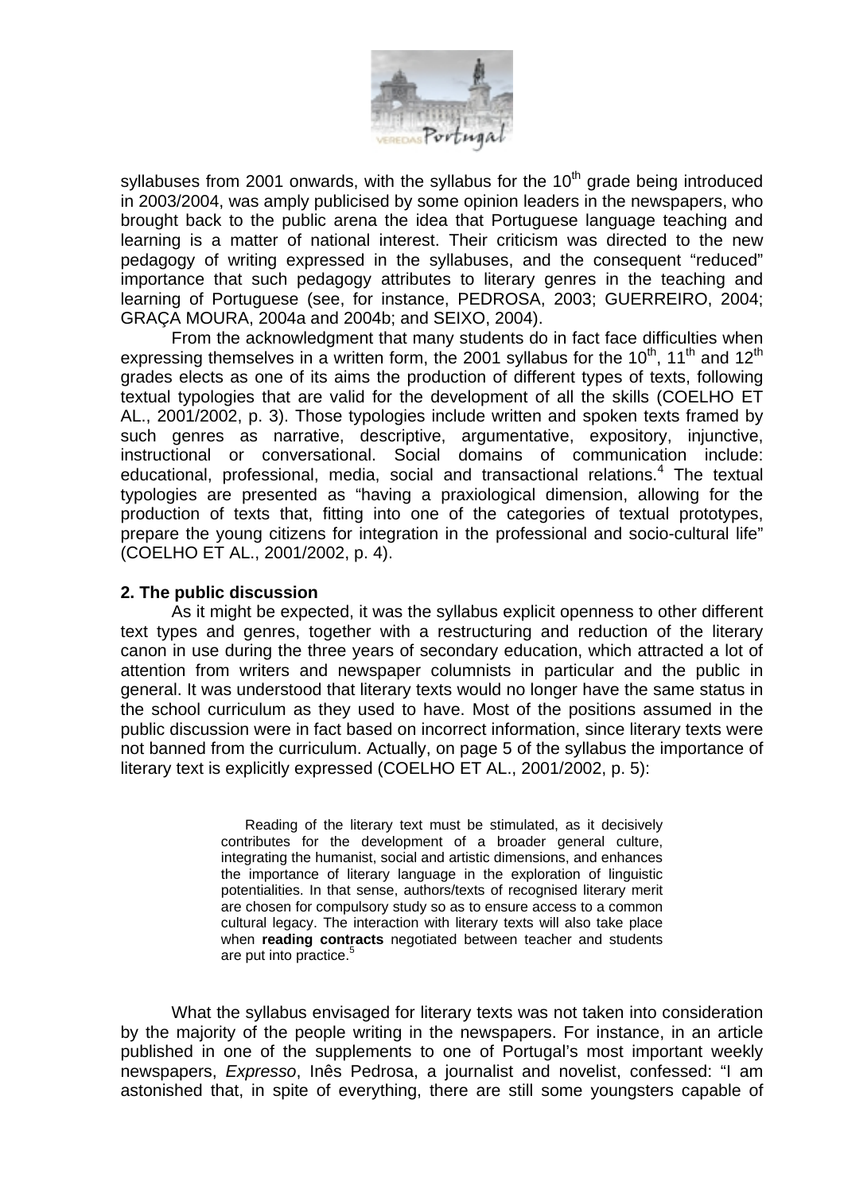syllabuses from 2001 onwards, with the syllabus for the 10th grade being introduced in 2003/2004, was amply publicised by some opinion leaders in the newspapers, who brought back to the public arena the idea that Portuguese language teaching and learning is a matter of national interest. Their criticism was directed to the new pedagogy of writing expressed in the syllabuses, and the consequent "reduced" importance that such pedagogy attributes to literary genres in the teaching and learning of Portuguese (see, for instance, PEDROSA, 2003; GUERREIRO, 2004; GRAÇA MOURA, 2004a and 2004b; and SEIXO, 2004).

From the acknowledgment that many students do in fact face difficulties when expressing themselves in a written form, the 2001 syllabus for the 10th, 11th and 12th grades elects as one of its aims the production of different types of texts, following textual typologies that are valid for the development of all the skills (COELHO ET AL., 2001/2002, p. 3). Those typologies include written and spoken texts framed by such genres as narrative, descriptive, argumentative, expository, injunctive, instructional or conversational. Social domains of communication include: educational, professional, media, social and transactional relations.[4] The textual typologies are presented as "having a praxiological dimension, allowing for the production of texts that, fitting into one of the categories of textual prototypes, prepare the young citizens for integration in the professional and socio-cultural life" (COELHO ET AL., 2001/2002, p. 4).

## 2. The public discussion

As it might be expected, it was the syllabus explicit openness to other different text types and genres, together with a restructuring and reduction of the literary canon in use during the three years of secondary education, which attracted a lot of attention from writers and newspaper columnists in particular and the public in general. It was understood that literary texts would no longer have the same status in the school curriculum as they used to have. Most of the positions assumed in the public discussion were in fact based on incorrect information, since literary texts were not banned from the curriculum. Actually, on page 5 of the syllabus the importance of literary text is explicitly expressed (COELHO ET AL., 2001/2002, p. 5):

> Reading of the literary text must be stimulated, as it decisively contributes for the development of a broader general culture, integrating the humanist, social and artistic dimensions, and enhances the importance of literary language in the exploration of linguistic potentialities. In that sense, authors/texts of recognised literary merit are chosen for compulsory study so as to ensure access to a common cultural legacy. The interaction with literary texts will also take place when **reading contracts** negotiated between teacher and students are put into practice.[5]

What the syllabus envisaged for literary texts was not taken into consideration by the majority of the people writing in the newspapers. For instance, in an article published in one of the supplements to one of Portugal's most important weekly newspapers, *Expresso*, Inês Pedrosa, a journalist and novelist, confessed: "I am astonished that, in spite of everything, there are still some youngsters capable of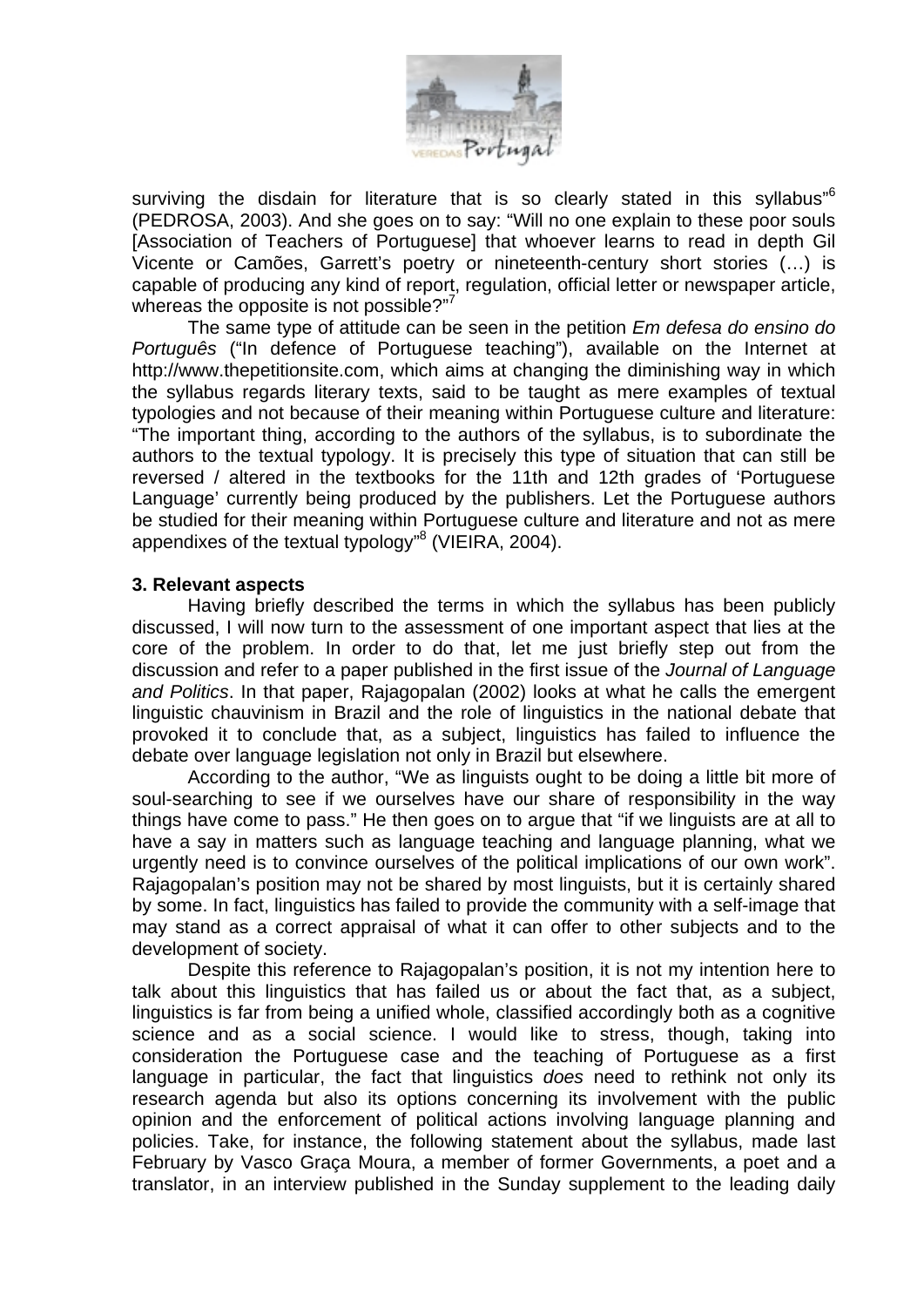surviving the disdain for literature that is so clearly stated in this syllabus"[6] (PEDROSA, 2003). And she goes on to say: "Will no one explain to these poor souls [Association of Teachers of Portuguese] that whoever learns to read in depth Gil Vicente or Camões, Garrett's poetry or nineteenth-century short stories (…) is capable of producing any kind of report, regulation, official letter or newspaper article, whereas the opposite is not possible?"[7]

The same type of attitude can be seen in the petition *Em defesa do ensino do Português* ("In defence of Portuguese teaching"), available on the Internet at http://www.thepetitionsite.com, which aims at changing the diminishing way in which the syllabus regards literary texts, said to be taught as mere examples of textual typologies and not because of their meaning within Portuguese culture and literature: "The important thing, according to the authors of the syllabus, is to subordinate the authors to the textual typology. It is precisely this type of situation that can still be reversed / altered in the textbooks for the 11th and 12th grades of 'Portuguese Language' currently being produced by the publishers. Let the Portuguese authors be studied for their meaning within Portuguese culture and literature and not as mere appendixes of the textual typology"[8] (VIEIRA, 2004).

### 3. Relevant aspects

Having briefly described the terms in which the syllabus has been publicly discussed, I will now turn to the assessment of one important aspect that lies at the core of the problem. In order to do that, let me just briefly step out from the discussion and refer to a paper published in the first issue of the *Journal of Language and Politics*. In that paper, Rajagopalan (2002) looks at what he calls the emergent linguistic chauvinism in Brazil and the role of linguistics in the national debate that provoked it to conclude that, as a subject, linguistics has failed to influence the debate over language legislation not only in Brazil but elsewhere.

According to the author, "We as linguists ought to be doing a little bit more of soul-searching to see if we ourselves have our share of responsibility in the way things have come to pass." He then goes on to argue that "if we linguists are at all to have a say in matters such as language teaching and language planning, what we urgently need is to convince ourselves of the political implications of our own work". Rajagopalan's position may not be shared by most linguists, but it is certainly shared by some. In fact, linguistics has failed to provide the community with a self-image that may stand as a correct appraisal of what it can offer to other subjects and to the development of society.

Despite this reference to Rajagopalan's position, it is not my intention here to talk about this linguistics that has failed us or about the fact that, as a subject, linguistics is far from being a unified whole, classified accordingly both as a cognitive science and as a social science. I would like to stress, though, taking into consideration the Portuguese case and the teaching of Portuguese as a first language in particular, the fact that linguistics *does* need to rethink not only its research agenda but also its options concerning its involvement with the public opinion and the enforcement of political actions involving language planning and policies. Take, for instance, the following statement about the syllabus, made last February by Vasco Graça Moura, a member of former Governments, a poet and a translator, in an interview published in the Sunday supplement to the leading daily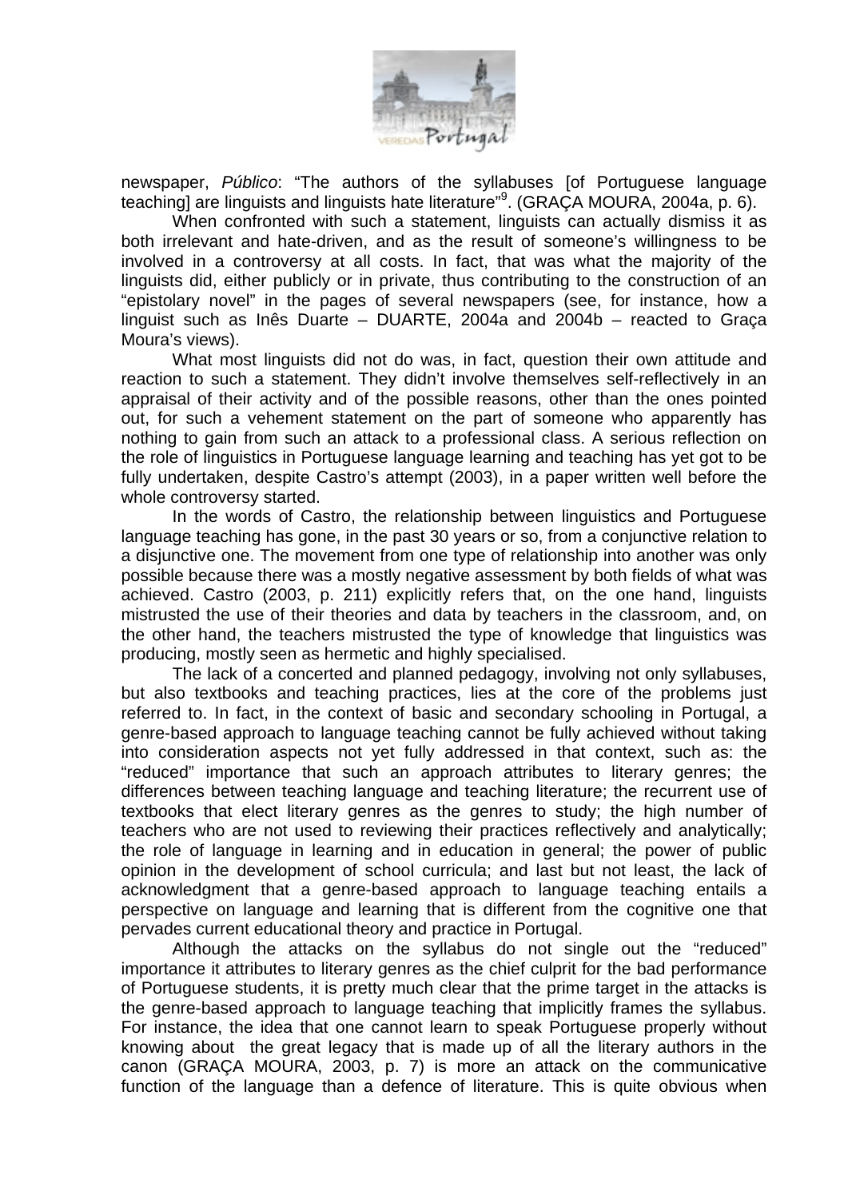newspaper, *Público*: "The authors of the syllabuses [of Portuguese language teaching] are linguists and linguists hate literature"[9]. (GRAÇA MOURA, 2004a, p. 6).

When confronted with such a statement, linguists can actually dismiss it as both irrelevant and hate-driven, and as the result of someone's willingness to be involved in a controversy at all costs. In fact, that was what the majority of the linguists did, either publicly or in private, thus contributing to the construction of an "epistolary novel" in the pages of several newspapers (see, for instance, how a linguist such as Inês Duarte – DUARTE, 2004a and 2004b – reacted to Graça Moura's views).

What most linguists did not do was, in fact, question their own attitude and reaction to such a statement. They didn't involve themselves self-reflectively in an appraisal of their activity and of the possible reasons, other than the ones pointed out, for such a vehement statement on the part of someone who apparently has nothing to gain from such an attack to a professional class. A serious reflection on the role of linguistics in Portuguese language learning and teaching has yet got to be fully undertaken, despite Castro's attempt (2003), in a paper written well before the whole controversy started.

In the words of Castro, the relationship between linguistics and Portuguese language teaching has gone, in the past 30 years or so, from a conjunctive relation to a disjunctive one. The movement from one type of relationship into another was only possible because there was a mostly negative assessment by both fields of what was achieved. Castro (2003, p. 211) explicitly refers that, on the one hand, linguists mistrusted the use of their theories and data by teachers in the classroom, and, on the other hand, the teachers mistrusted the type of knowledge that linguistics was producing, mostly seen as hermetic and highly specialised.

The lack of a concerted and planned pedagogy, involving not only syllabuses, but also textbooks and teaching practices, lies at the core of the problems just referred to. In fact, in the context of basic and secondary schooling in Portugal, a genre-based approach to language teaching cannot be fully achieved without taking into consideration aspects not yet fully addressed in that context, such as: the "reduced" importance that such an approach attributes to literary genres; the differences between teaching language and teaching literature; the recurrent use of textbooks that elect literary genres as the genres to study; the high number of teachers who are not used to reviewing their practices reflectively and analytically; the role of language in learning and in education in general; the power of public opinion in the development of school curricula; and last but not least, the lack of acknowledgment that a genre-based approach to language teaching entails a perspective on language and learning that is different from the cognitive one that pervades current educational theory and practice in Portugal.

Although the attacks on the syllabus do not single out the "reduced" importance it attributes to literary genres as the chief culprit for the bad performance of Portuguese students, it is pretty much clear that the prime target in the attacks is the genre-based approach to language teaching that implicitly frames the syllabus. For instance, the idea that one cannot learn to speak Portuguese properly without knowing about the great legacy that is made up of all the literary authors in the canon (GRAÇA MOURA, 2003, p. 7) is more an attack on the communicative function of the language than a defence of literature. This is quite obvious when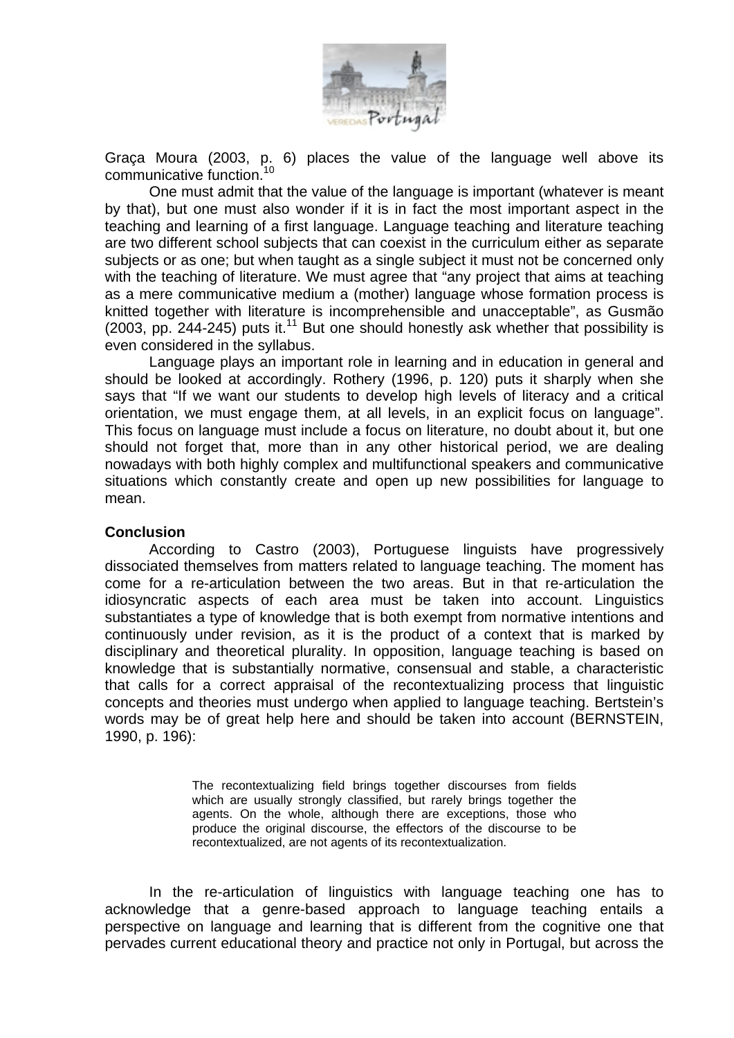Graça Moura (2003, p. 6) places the value of the language well above its communicative function.[10]

One must admit that the value of the language is important (whatever is meant by that), but one must also wonder if it is in fact the most important aspect in the teaching and learning of a first language. Language teaching and literature teaching are two different school subjects that can coexist in the curriculum either as separate subjects or as one; but when taught as a single subject it must not be concerned only with the teaching of literature. We must agree that "any project that aims at teaching as a mere communicative medium a (mother) language whose formation process is knitted together with literature is incomprehensible and unacceptable", as Gusmão (2003, pp. 244-245) puts it.[11] But one should honestly ask whether that possibility is even considered in the syllabus.

Language plays an important role in learning and in education in general and should be looked at accordingly. Rothery (1996, p. 120) puts it sharply when she says that "If we want our students to develop high levels of literacy and a critical orientation, we must engage them, at all levels, in an explicit focus on language". This focus on language must include a focus on literature, no doubt about it, but one should not forget that, more than in any other historical period, we are dealing nowadays with both highly complex and multifunctional speakers and communicative situations which constantly create and open up new possibilities for language to mean.

**Conclusion**

According to Castro (2003), Portuguese linguists have progressively dissociated themselves from matters related to language teaching. The moment has come for a re-articulation between the two areas. But in that re-articulation the idiosyncratic aspects of each area must be taken into account. Linguistics substantiates a type of knowledge that is both exempt from normative intentions and continuously under revision, as it is the product of a context that is marked by disciplinary and theoretical plurality. In opposition, language teaching is based on knowledge that is substantially normative, consensual and stable, a characteristic that calls for a correct appraisal of the recontextualizing process that linguistic concepts and theories must undergo when applied to language teaching. Bertstein's words may be of great help here and should be taken into account (BERNSTEIN, 1990, p. 196):

> The recontextualizing field brings together discourses from fields which are usually strongly classified, but rarely brings together the agents. On the whole, although there are exceptions, those who produce the original discourse, the effectors of the discourse to be recontextualized, are not agents of its recontextualization.

In the re-articulation of linguistics with language teaching one has to acknowledge that a genre-based approach to language teaching entails a perspective on language and learning that is different from the cognitive one that pervades current educational theory and practice not only in Portugal, but across the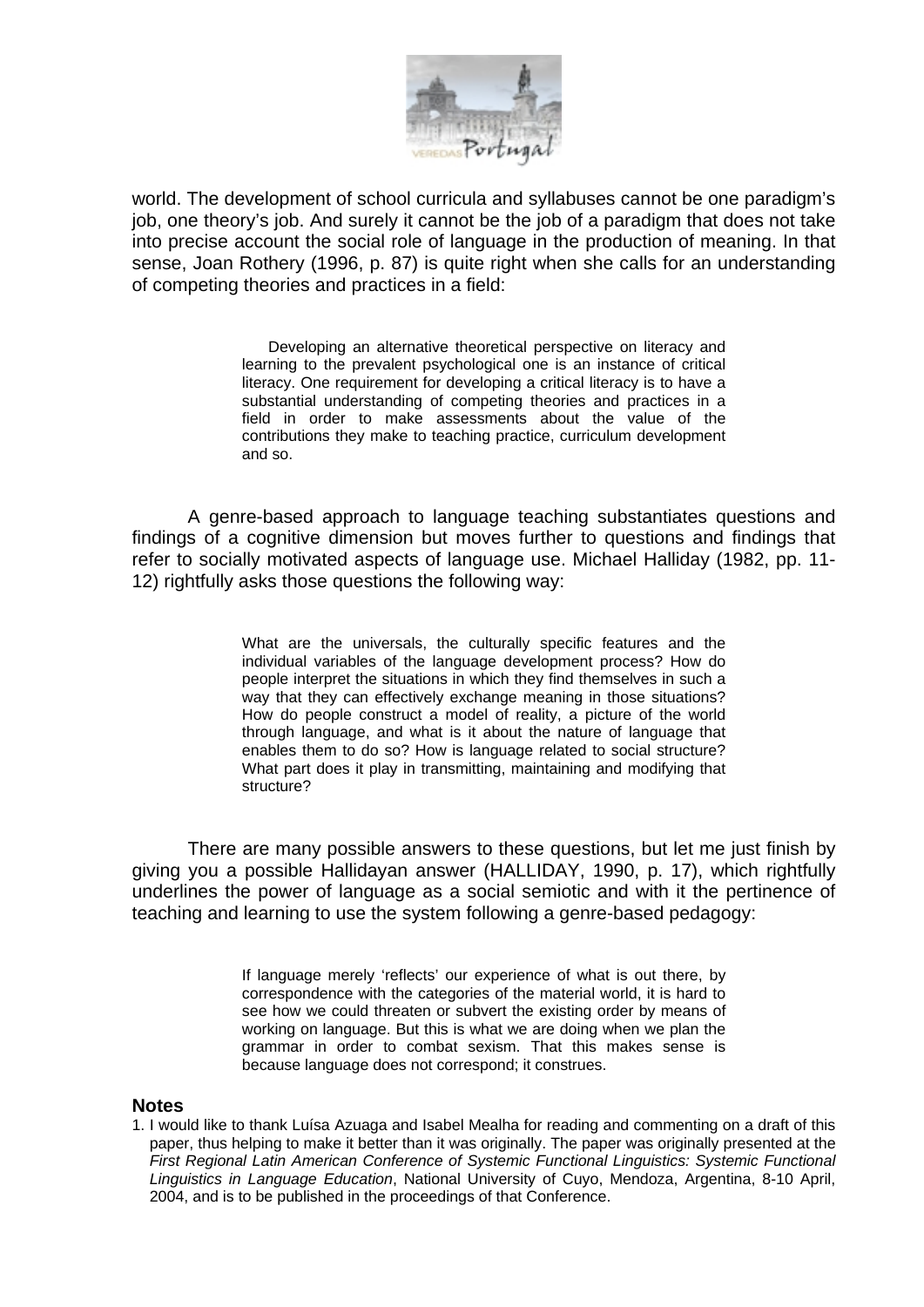world. The development of school curricula and syllabuses cannot be one paradigm's job, one theory's job. And surely it cannot be the job of a paradigm that does not take into precise account the social role of language in the production of meaning. In that sense, Joan Rothery (1996, p. 87) is quite right when she calls for an understanding of competing theories and practices in a field:

> Developing an alternative theoretical perspective on literacy and learning to the prevalent psychological one is an instance of critical literacy. One requirement for developing a critical literacy is to have a substantial understanding of competing theories and practices in a field in order to make assessments about the value of the contributions they make to teaching practice, curriculum development and so.

A genre-based approach to language teaching substantiates questions and findings of a cognitive dimension but moves further to questions and findings that refer to socially motivated aspects of language use. Michael Halliday (1982, pp. 11-12) rightfully asks those questions the following way:

> What are the universals, the culturally specific features and the individual variables of the language development process? How do people interpret the situations in which they find themselves in such a way that they can effectively exchange meaning in those situations? How do people construct a model of reality, a picture of the world through language, and what is it about the nature of language that enables them to do so? How is language related to social structure? What part does it play in transmitting, maintaining and modifying that structure?

There are many possible answers to these questions, but let me just finish by giving you a possible Hallidayan answer (HALLIDAY, 1990, p. 17), which rightfully underlines the power of language as a social semiotic and with it the pertinence of teaching and learning to use the system following a genre-based pedagogy:

> If language merely 'reflects' our experience of what is out there, by correspondence with the categories of the material world, it is hard to see how we could threaten or subvert the existing order by means of working on language. But this is what we are doing when we plan the grammar in order to combat sexism. That this makes sense is because language does not correspond; it construes.

### Notes

1. I would like to thank Luísa Azuaga and Isabel Mealha for reading and commenting on a draft of this paper, thus helping to make it better than it was originally. The paper was originally presented at the *First Regional Latin American Conference of Systemic Functional Linguistics: Systemic Functional Linguistics in Language Education*, National University of Cuyo, Mendoza, Argentina, 8-10 April, 2004, and is to be published in the proceedings of that Conference.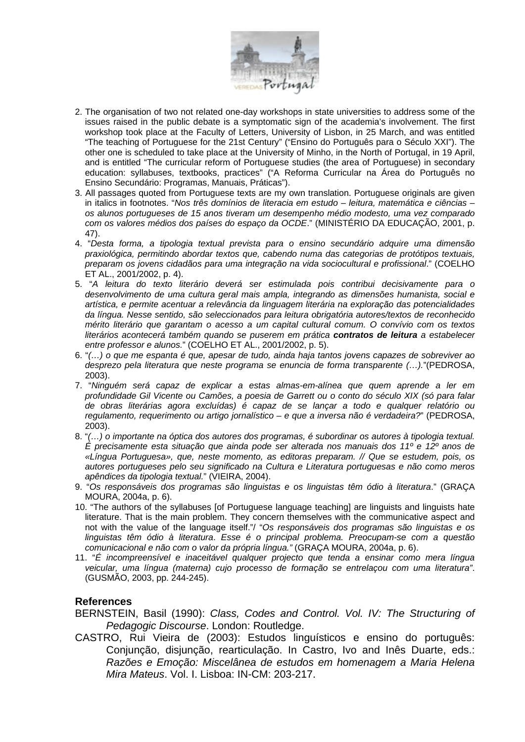2. The organisation of two not related one-day workshops in state universities to address some of the issues raised in the public debate is a symptomatic sign of the academia's involvement. The first workshop took place at the Faculty of Letters, University of Lisbon, in 25 March, and was entitled "The teaching of Portuguese for the 21st Century" ("Ensino do Português para o Século XXI"). The other one is scheduled to take place at the University of Minho, in the North of Portugal, in 19 April, and is entitled "The curricular reform of Portuguese studies (the area of Portuguese) in secondary education: syllabuses, textbooks, practices" ("A Reforma Curricular na Área do Português no Ensino Secundário: Programas, Manuais, Práticas").
3. All passages quoted from Portuguese texts are my own translation. Portuguese originals are given in italics in footnotes. "*Nos três domínios de literacia em estudo – leitura, matemática e ciências – os alunos portugueses de 15 anos tiveram um desempenho médio modesto, uma vez comparado com os valores médios dos países do espaço da OCDE*." (MINISTÉRIO DA EDUCAÇÃO, 2001, p. 47).
4. "*Desta forma, a tipologia textual prevista para o ensino secundário adquire uma dimensão praxiológica, permitindo abordar textos que, cabendo numa das categorias de protótipos textuais, preparam os jovens cidadãos para uma integração na vida sociocultural e profissional*." (COELHO ET AL., 2001/2002, p. 4).
5. "*A leitura do texto literário deverá ser estimulada pois contribui decisivamente para o desenvolvimento de uma cultura geral mais ampla, integrando as dimensões humanista, social e artística, e permite acentuar a relevância da linguagem literária na exploração das potencialidades da língua. Nesse sentido, são seleccionados para leitura obrigatória autores/textos de reconhecido mérito literário que garantam o acesso a um capital cultural comum. O convívio com os textos literários acontecerá também quando se puserem em prática* ***contratos de leitura*** *a estabelecer entre professor e alunos.*" (COELHO ET AL., 2001/2002, p. 5).
6. "*(…) o que me espanta é que, apesar de tudo, ainda haja tantos jovens capazes de sobreviver ao desprezo pela literatura que neste programa se enuncia de forma transparente (…).*"(PEDROSA, 2003).
7. "*Ninguém será capaz de explicar a estas almas-em-alínea que quem aprende a ler em profundidade Gil Vicente ou Camões, a poesia de Garrett ou o conto do século XIX (só para falar de obras literárias agora excluídas) é capaz de se lançar a todo e qualquer relatório ou regulamento, requerimento ou artigo jornalístico – e que a inversa não é verdadeira?*" (PEDROSA, 2003).
8. "*(…) o importante na óptica dos autores dos programas, é subordinar os autores à tipologia textual. É precisamente esta situação que ainda pode ser alterada nos manuais dos 11º e 12º anos de «Língua Portuguesa», que, neste momento, as editoras preparam. // Que se estudem, pois, os autores portugueses pelo seu significado na Cultura e Literatura portuguesas e não como meros apêndices da tipologia textual.*" (VIEIRA, 2004).
9. "*Os responsáveis dos programas são linguistas e os linguistas têm ódio à literatura*." (GRAÇA MOURA, 2004a, p. 6).
10. "The authors of the syllabuses [of Portuguese language teaching] are linguists and linguists hate literature. That is the main problem. They concern themselves with the communicative aspect and not with the value of the language itself."/ "*Os responsáveis dos programas são linguistas e os linguistas têm ódio à literatura. Esse é o principal problema. Preocupam-se com a questão comunicacional e não com o valor da própria língua."* (GRAÇA MOURA, 2004a, p. 6).
11. "*É incompreensível e inaceitável qualquer projecto que tenda a ensinar como mera língua veicular, uma língua (materna) cujo processo de formação se entrelaçou com uma literatura"*. (GUSMÃO, 2003, pp. 244-245).

## References

BERNSTEIN, Basil (1990): *Class, Codes and Control. Vol. IV: The Structuring of Pedagogic Discourse*. London: Routledge.

CASTRO, Rui Vieira de (2003): Estudos linguísticos e ensino do português: Conjunção, disjunção, rearticulação. In Castro, Ivo and Inês Duarte, eds.: *Razões e Emoção: Miscelânea de estudos em homenagem a Maria Helena Mira Mateus*. Vol. I. Lisboa: IN-CM: 203-217.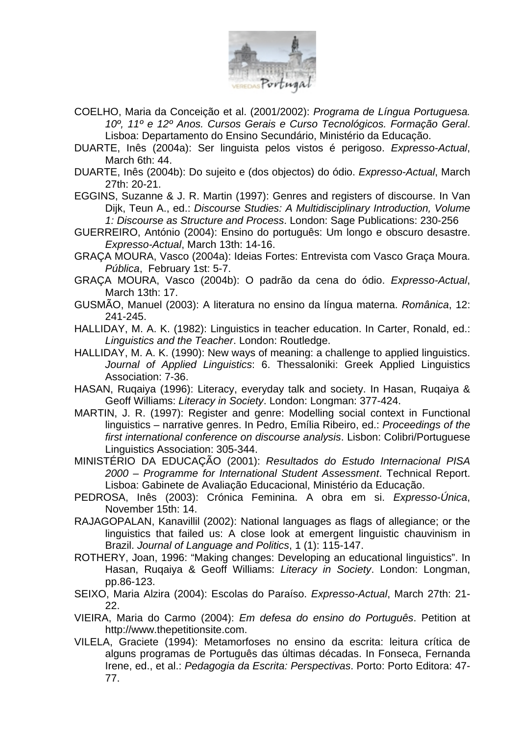COELHO, Maria da Conceição et al. (2001/2002): *Programa de Língua Portuguesa. 10º, 11º e 12º Anos. Cursos Gerais e Curso Tecnológicos. Formação Geral*. Lisboa: Departamento do Ensino Secundário, Ministério da Educação.

DUARTE, Inês (2004a): Ser linguista pelos vistos é perigoso. *Expresso-Actual*, March 6th: 44.

DUARTE, Inês (2004b): Do sujeito e (dos objectos) do ódio. *Expresso-Actual*, March 27th: 20-21.

EGGINS, Suzanne & J. R. Martin (1997): Genres and registers of discourse. In Van Dijk, Teun A., ed.: *Discourse Studies: A Multidisciplinary Introduction, Volume 1: Discourse as Structure and Process*. London: Sage Publications: 230-256

GUERREIRO, António (2004): Ensino do português: Um longo e obscuro desastre. *Expresso-Actual*, March 13th: 14-16.

GRAÇA MOURA, Vasco (2004a): Ideias Fortes: Entrevista com Vasco Graça Moura. *Públic*a, February 1st: 5-7.

GRAÇA MOURA, Vasco (2004b): O padrão da cena do ódio. *Expresso-Actual*, March 13th: 17.

GUSMÃO, Manuel (2003): A literatura no ensino da língua materna. *Românica*, 12: 241-245.

HALLIDAY, M. A. K. (1982): Linguistics in teacher education. In Carter, Ronald, ed.: *Linguistics and the Teacher*. London: Routledge.

HALLIDAY, M. A. K. (1990): New ways of meaning: a challenge to applied linguistics. *Journal of Applied Linguistics*: 6. Thessaloniki: Greek Applied Linguistics Association: 7-36.

HASAN, Ruqaiya (1996): Literacy, everyday talk and society. In Hasan, Ruqaiya & Geoff Williams: *Literacy in Society*. London: Longman: 377-424.

MARTIN, J. R. (1997): Register and genre: Modelling social context in Functional linguistics – narrative genres. In Pedro, Emília Ribeiro, ed.: *Proceedings of the first international conference on discourse analysis*. Lisbon: Colibri/Portuguese Linguistics Association: 305-344.

MINISTÉRIO DA EDUCAÇÃO (2001): *Resultados do Estudo Internacional PISA 2000 – Programme for International Student Assessment*. Technical Report. Lisboa: Gabinete de Avaliação Educacional, Ministério da Educação.

PEDROSA, Inês (2003): Crónica Feminina. A obra em si. *Expresso-Única*, November 15th: 14.

RAJAGOPALAN, Kanavillil (2002): National languages as flags of allegiance; or the linguistics that failed us: A close look at emergent linguistic chauvinism in Brazil. *Journal of Language and Politics*, 1 (1): 115-147.

ROTHERY, Joan, 1996: “Making changes: Developing an educational linguistics”. In Hasan, Ruqaiya & Geoff Williams: *Literacy in Society*. London: Longman, pp.86-123.

SEIXO, Maria Alzira (2004): Escolas do Paraíso. *Expresso-Actual*, March 27th: 21-22.

VIEIRA, Maria do Carmo (2004): *Em defesa do ensino do Português*. Petition at http://www.thepetitionsite.com.

VILELA, Graciete (1994): Metamorfoses no ensino da escrita: leitura crítica de alguns programas de Português das últimas décadas. In Fonseca, Fernanda Irene, ed., et al.: *Pedagogia da Escrita: Perspectivas*. Porto: Porto Editora: 47-77.